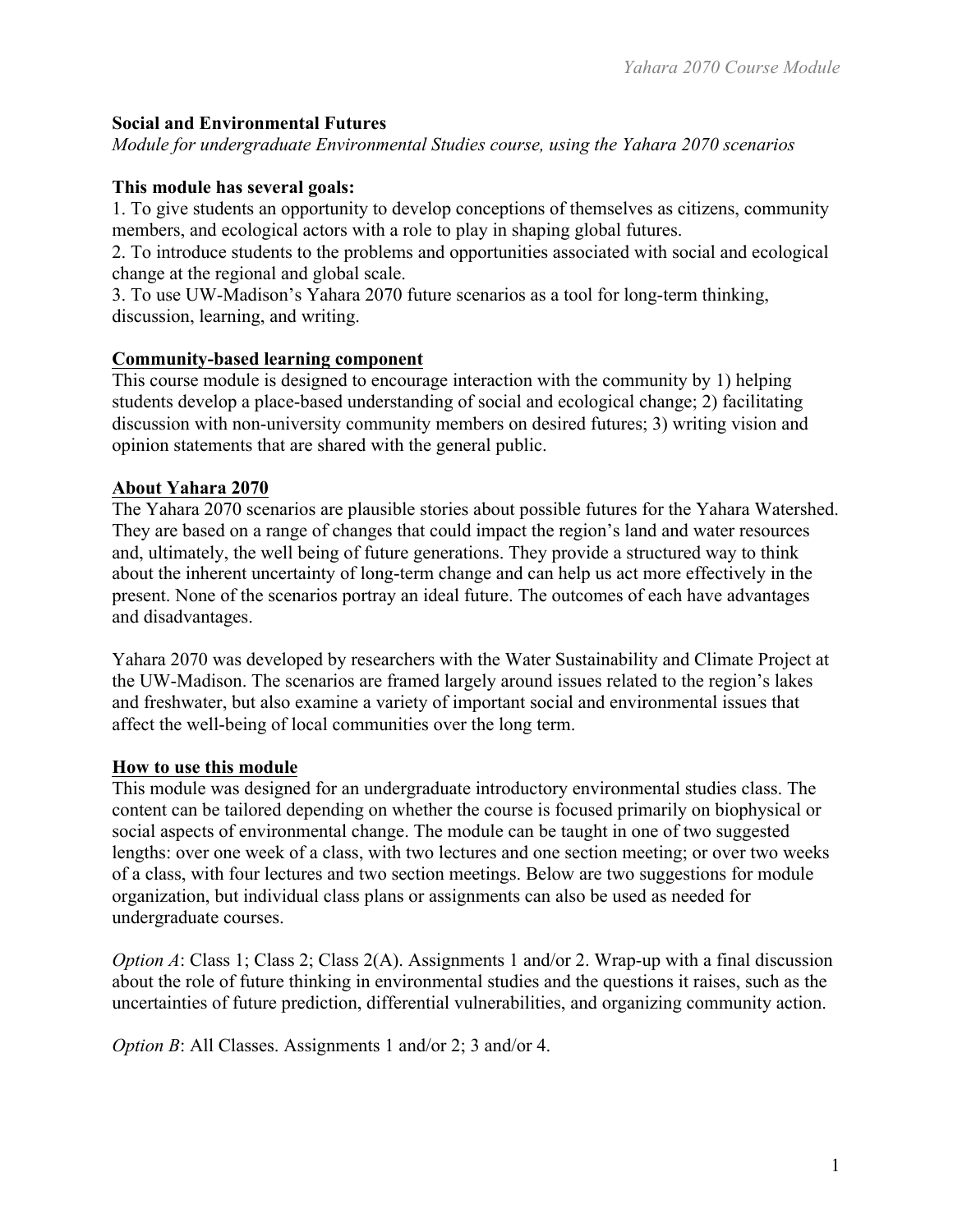**Social and Environmental Futures**

*Module for undergraduate Environmental Studies course, using the Yahara 2070 scenarios*

**This module has several goals:**

1. To give students an opportunity to develop conceptions of themselves as citizens, community members, and ecological actors with a role to play in shaping global futures.
2. To introduce students to the problems and opportunities associated with social and ecological change at the regional and global scale.
3. To use UW-Madison's Yahara 2070 future scenarios as a tool for long-term thinking, discussion, learning, and writing.

**Community-based learning component**

This course module is designed to encourage interaction with the community by 1) helping students develop a place-based understanding of social and ecological change; 2) facilitating discussion with non-university community members on desired futures; 3) writing vision and opinion statements that are shared with the general public.

**About Yahara 2070**

The Yahara 2070 scenarios are plausible stories about possible futures for the Yahara Watershed. They are based on a range of changes that could impact the region's land and water resources and, ultimately, the well being of future generations. They provide a structured way to think about the inherent uncertainty of long-term change and can help us act more effectively in the present. None of the scenarios portray an ideal future. The outcomes of each have advantages and disadvantages.

Yahara 2070 was developed by researchers with the Water Sustainability and Climate Project at the UW-Madison. The scenarios are framed largely around issues related to the region's lakes and freshwater, but also examine a variety of important social and environmental issues that affect the well-being of local communities over the long term.

**How to use this module**

This module was designed for an undergraduate introductory environmental studies class. The content can be tailored depending on whether the course is focused primarily on biophysical or social aspects of environmental change. The module can be taught in one of two suggested lengths: over one week of a class, with two lectures and one section meeting; or over two weeks of a class, with four lectures and two section meetings. Below are two suggestions for module organization, but individual class plans or assignments can also be used as needed for undergraduate courses.

*Option A*: Class 1; Class 2; Class 2(A). Assignments 1 and/or 2. Wrap-up with a final discussion about the role of future thinking in environmental studies and the questions it raises, such as the uncertainties of future prediction, differential vulnerabilities, and organizing community action.

*Option B*: All Classes. Assignments 1 and/or 2; 3 and/or 4.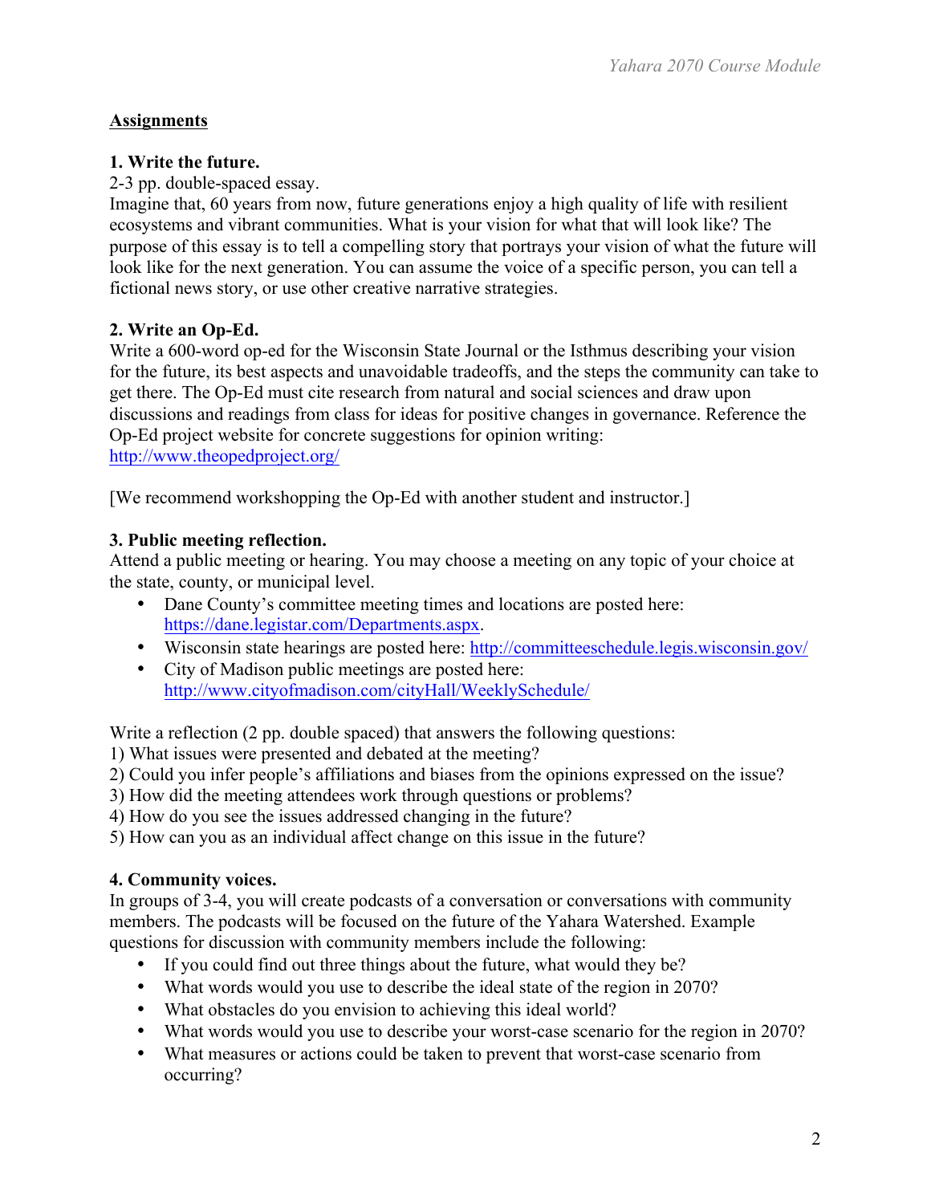## Assignments

**1. Write the future.**

2-3 pp. double-spaced essay.

Imagine that, 60 years from now, future generations enjoy a high quality of life with resilient ecosystems and vibrant communities. What is your vision for what that will look like? The purpose of this essay is to tell a compelling story that portrays your vision of what the future will look like for the next generation. You can assume the voice of a specific person, you can tell a fictional news story, or use other creative narrative strategies.

**2. Write an Op-Ed.**

Write a 600-word op-ed for the Wisconsin State Journal or the Isthmus describing your vision for the future, its best aspects and unavoidable tradeoffs, and the steps the community can take to get there. The Op-Ed must cite research from natural and social sciences and draw upon discussions and readings from class for ideas for positive changes in governance. Reference the Op-Ed project website for concrete suggestions for opinion writing: http://www.theopedproject.org/

[We recommend workshopping the Op-Ed with another student and instructor.]

**3. Public meeting reflection.**

Attend a public meeting or hearing. You may choose a meeting on any topic of your choice at the state, county, or municipal level.

- Dane County's committee meeting times and locations are posted here: https://dane.legistar.com/Departments.aspx.
- Wisconsin state hearings are posted here: http://committeeschedule.legis.wisconsin.gov/
- City of Madison public meetings are posted here: http://www.cityofmadison.com/cityHall/WeeklySchedule/

Write a reflection (2 pp. double spaced) that answers the following questions:

1) What issues were presented and debated at the meeting?
2) Could you infer people's affiliations and biases from the opinions expressed on the issue?
3) How did the meeting attendees work through questions or problems?
4) How do you see the issues addressed changing in the future?
5) How can you as an individual affect change on this issue in the future?

**4. Community voices.**

In groups of 3-4, you will create podcasts of a conversation or conversations with community members. The podcasts will be focused on the future of the Yahara Watershed. Example questions for discussion with community members include the following:

- If you could find out three things about the future, what would they be?
- What words would you use to describe the ideal state of the region in 2070?
- What obstacles do you envision to achieving this ideal world?
- What words would you use to describe your worst-case scenario for the region in 2070?
- What measures or actions could be taken to prevent that worst-case scenario from occurring?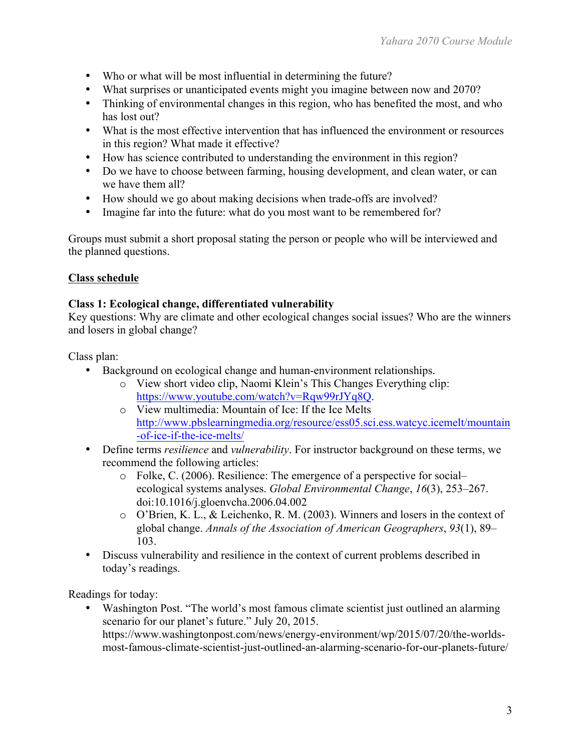- Who or what will be most influential in determining the future?
- What surprises or unanticipated events might you imagine between now and 2070?
- Thinking of environmental changes in this region, who has benefited the most, and who has lost out?
- What is the most effective intervention that has influenced the environment or resources in this region? What made it effective?
- How has science contributed to understanding the environment in this region?
- Do we have to choose between farming, housing development, and clean water, or can we have them all?
- How should we go about making decisions when trade-offs are involved?
- Imagine far into the future: what do you most want to be remembered for?

Groups must submit a short proposal stating the person or people who will be interviewed and the planned questions.

## Class schedule

### Class 1: Ecological change, differentiated vulnerability

Key questions: Why are climate and other ecological changes social issues? Who are the winners and losers in global change?

Class plan:

- Background on ecological change and human-environment relationships.
  - View short video clip, Naomi Klein's This Changes Everything clip: [https://www.youtube.com/watch?v=Rqw99rJYq8Q](https://www.youtube.com/watch?v=Rqw99rJYq8Q).
  - View multimedia: Mountain of Ice: If the Ice Melts [http://www.pbslearningmedia.org/resource/ess05.sci.ess.watcyc.icemelt/mountain-of-ice-if-the-ice-melts/](http://www.pbslearningmedia.org/resource/ess05.sci.ess.watcyc.icemelt/mountain-of-ice-if-the-ice-melts/)
- Define terms *resilience* and *vulnerability*. For instructor background on these terms, we recommend the following articles:
  - Folke, C. (2006). Resilience: The emergence of a perspective for social–ecological systems analyses. *Global Environmental Change*, *16*(3), 253–267. doi:10.1016/j.gloenvcha.2006.04.002
  - O'Brien, K. L., & Leichenko, R. M. (2003). Winners and losers in the context of global change. *Annals of the Association of American Geographers*, *93*(1), 89–103.
- Discuss vulnerability and resilience in the context of current problems described in today's readings.

Readings for today:

- Washington Post. "The world's most famous climate scientist just outlined an alarming scenario for our planet's future." July 20, 2015. https://www.washingtonpost.com/news/energy-environment/wp/2015/07/20/the-worlds-most-famous-climate-scientist-just-outlined-an-alarming-scenario-for-our-planets-future/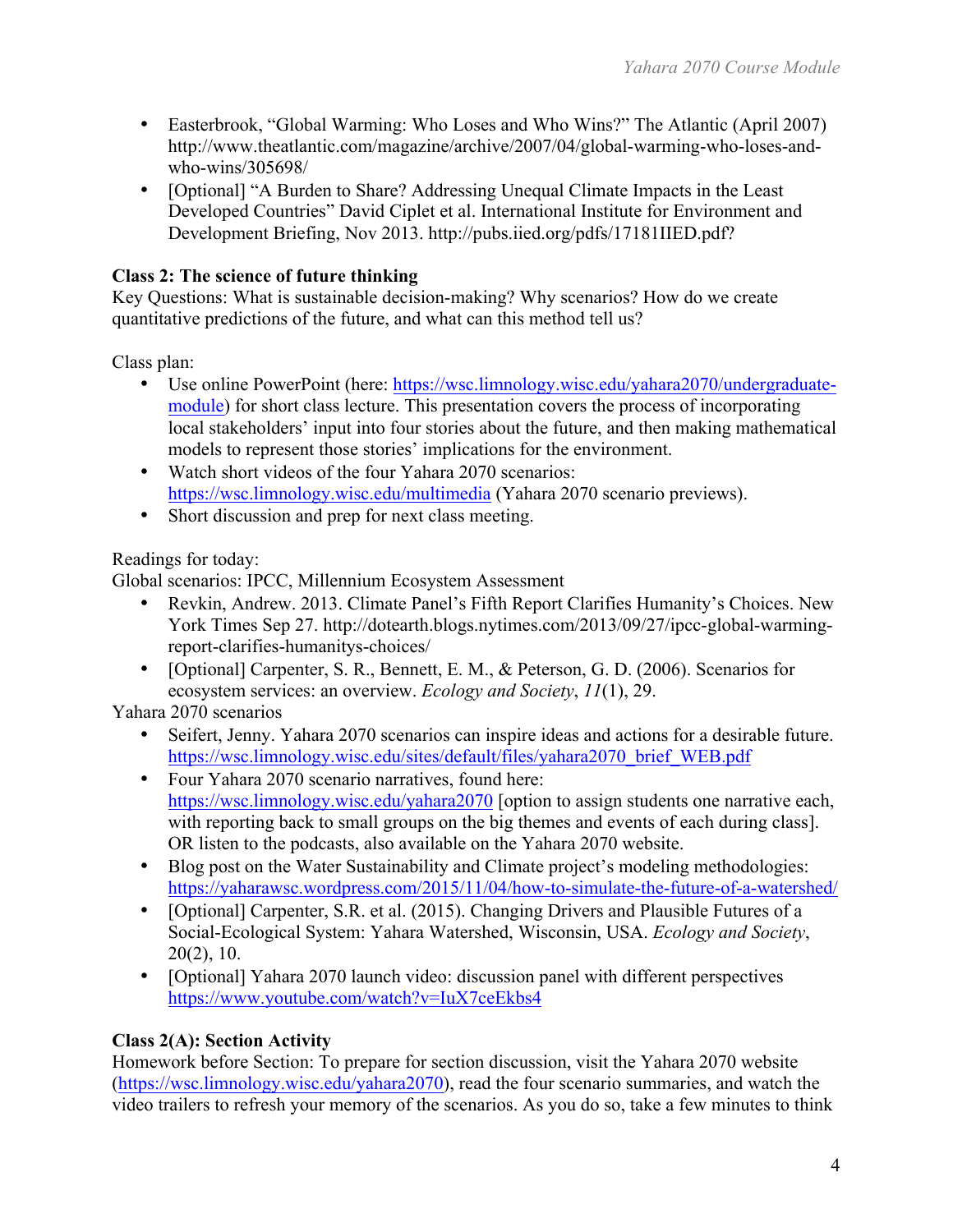- Easterbrook, "Global Warming: Who Loses and Who Wins?" The Atlantic (April 2007) http://www.theatlantic.com/magazine/archive/2007/04/global-warming-who-loses-and-who-wins/305698/
- [Optional] "A Burden to Share? Addressing Unequal Climate Impacts in the Least Developed Countries" David Ciplet et al. International Institute for Environment and Development Briefing, Nov 2013. http://pubs.iied.org/pdfs/17181IIED.pdf?

**Class 2: The science of future thinking**

Key Questions: What is sustainable decision-making? Why scenarios? How do we create quantitative predictions of the future, and what can this method tell us?

Class plan:

- Use online PowerPoint (here: https://wsc.limnology.wisc.edu/yahara2070/undergraduate-module) for short class lecture. This presentation covers the process of incorporating local stakeholders' input into four stories about the future, and then making mathematical models to represent those stories' implications for the environment.
- Watch short videos of the four Yahara 2070 scenarios: https://wsc.limnology.wisc.edu/multimedia (Yahara 2070 scenario previews).
- Short discussion and prep for next class meeting.

Readings for today:

Global scenarios: IPCC, Millennium Ecosystem Assessment

- Revkin, Andrew. 2013. Climate Panel's Fifth Report Clarifies Humanity's Choices. New York Times Sep 27. http://dotearth.blogs.nytimes.com/2013/09/27/ipcc-global-warming-report-clarifies-humanitys-choices/
- [Optional] Carpenter, S. R., Bennett, E. M., & Peterson, G. D. (2006). Scenarios for ecosystem services: an overview. *Ecology and Society*, *11*(1), 29.

Yahara 2070 scenarios

- Seifert, Jenny. Yahara 2070 scenarios can inspire ideas and actions for a desirable future. https://wsc.limnology.wisc.edu/sites/default/files/yahara2070_brief_WEB.pdf
- Four Yahara 2070 scenario narratives, found here: https://wsc.limnology.wisc.edu/yahara2070 [option to assign students one narrative each, with reporting back to small groups on the big themes and events of each during class]. OR listen to the podcasts, also available on the Yahara 2070 website.
- Blog post on the Water Sustainability and Climate project's modeling methodologies: https://yaharawsc.wordpress.com/2015/11/04/how-to-simulate-the-future-of-a-watershed/
- [Optional] Carpenter, S.R. et al. (2015). Changing Drivers and Plausible Futures of a Social-Ecological System: Yahara Watershed, Wisconsin, USA. *Ecology and Society*, 20(2), 10.
- [Optional] Yahara 2070 launch video: discussion panel with different perspectives https://www.youtube.com/watch?v=IuX7ceEkbs4

**Class 2(A): Section Activity**

Homework before Section: To prepare for section discussion, visit the Yahara 2070 website (https://wsc.limnology.wisc.edu/yahara2070), read the four scenario summaries, and watch the video trailers to refresh your memory of the scenarios. As you do so, take a few minutes to think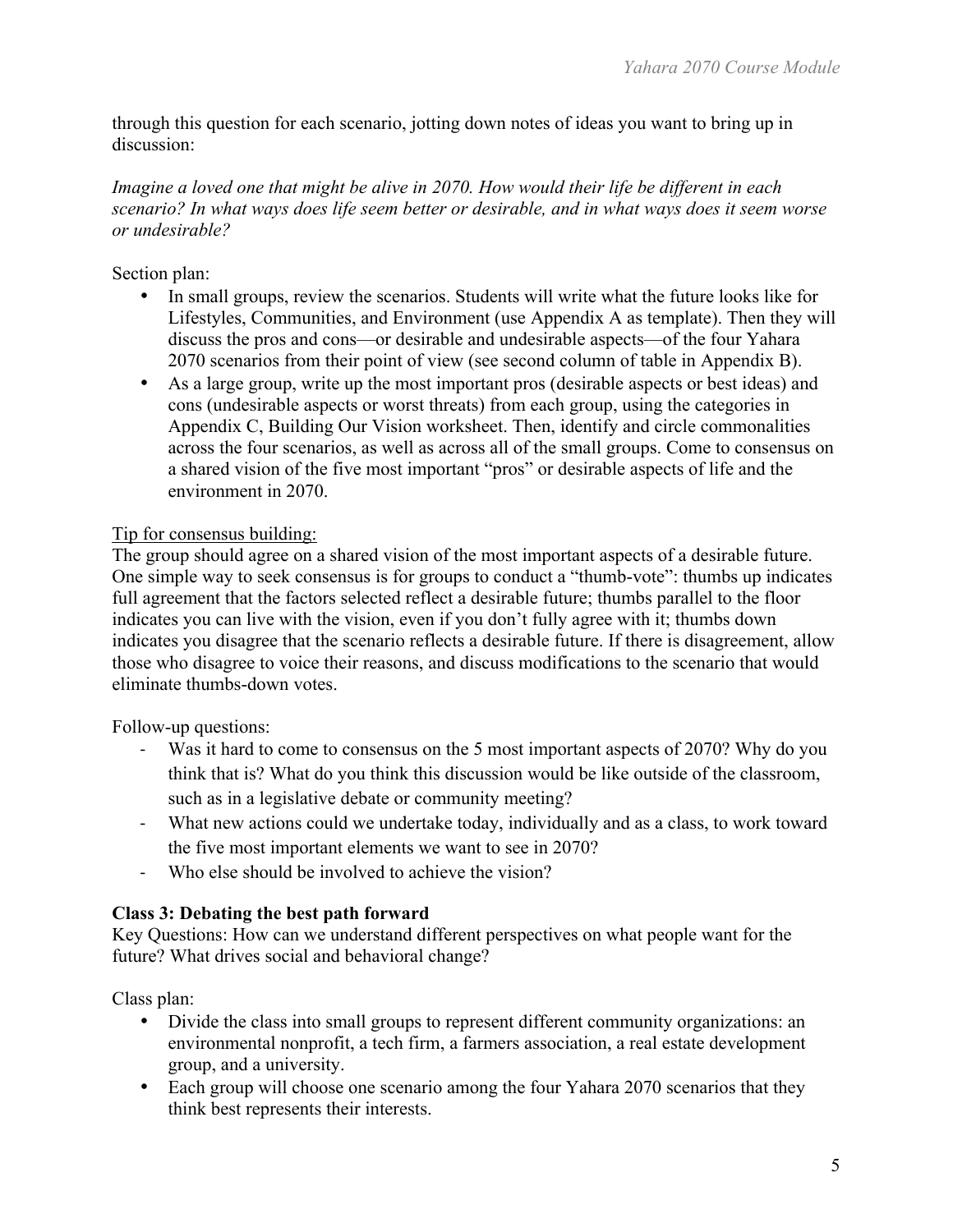through this question for each scenario, jotting down notes of ideas you want to bring up in discussion:

*Imagine a loved one that might be alive in 2070. How would their life be different in each scenario? In what ways does life seem better or desirable, and in what ways does it seem worse or undesirable?*

Section plan:

- In small groups, review the scenarios. Students will write what the future looks like for Lifestyles, Communities, and Environment (use Appendix A as template). Then they will discuss the pros and cons—or desirable and undesirable aspects—of the four Yahara 2070 scenarios from their point of view (see second column of table in Appendix B).
- As a large group, write up the most important pros (desirable aspects or best ideas) and cons (undesirable aspects or worst threats) from each group, using the categories in Appendix C, Building Our Vision worksheet. Then, identify and circle commonalities across the four scenarios, as well as across all of the small groups. Come to consensus on a shared vision of the five most important "pros" or desirable aspects of life and the environment in 2070.

<u>Tip for consensus building:</u>
The group should agree on a shared vision of the most important aspects of a desirable future. One simple way to seek consensus is for groups to conduct a "thumb-vote": thumbs up indicates full agreement that the factors selected reflect a desirable future; thumbs parallel to the floor indicates you can live with the vision, even if you don't fully agree with it; thumbs down indicates you disagree that the scenario reflects a desirable future. If there is disagreement, allow those who disagree to voice their reasons, and discuss modifications to the scenario that would eliminate thumbs-down votes.

Follow-up questions:

- Was it hard to come to consensus on the 5 most important aspects of 2070? Why do you think that is? What do you think this discussion would be like outside of the classroom, such as in a legislative debate or community meeting?
- What new actions could we undertake today, individually and as a class, to work toward the five most important elements we want to see in 2070?
- Who else should be involved to achieve the vision?

**Class 3: Debating the best path forward**
Key Questions: How can we understand different perspectives on what people want for the future? What drives social and behavioral change?

Class plan:

- Divide the class into small groups to represent different community organizations: an environmental nonprofit, a tech firm, a farmers association, a real estate development group, and a university.
- Each group will choose one scenario among the four Yahara 2070 scenarios that they think best represents their interests.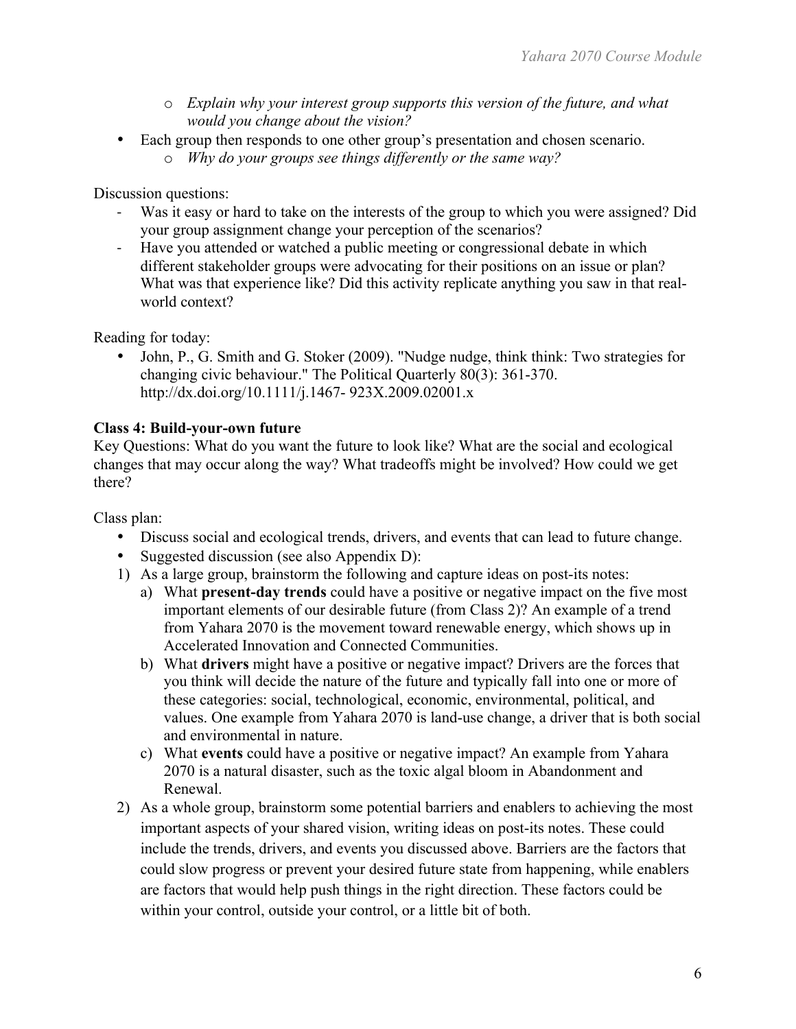- *Explain why your interest group supports this version of the future, and what would you change about the vision?*
- Each group then responds to one other group's presentation and chosen scenario.
  - *Why do your groups see things differently or the same way?*

Discussion questions:

- Was it easy or hard to take on the interests of the group to which you were assigned? Did your group assignment change your perception of the scenarios?
- Have you attended or watched a public meeting or congressional debate in which different stakeholder groups were advocating for their positions on an issue or plan? What was that experience like? Did this activity replicate anything you saw in that real-world context?

Reading for today:

- John, P., G. Smith and G. Stoker (2009). "Nudge nudge, think think: Two strategies for changing civic behaviour." The Political Quarterly 80(3): 361-370. http://dx.doi.org/10.1111/j.1467- 923X.2009.02001.x

**Class 4: Build-your-own future**

Key Questions: What do you want the future to look like? What are the social and ecological changes that may occur along the way? What tradeoffs might be involved? How could we get there?

Class plan:

- Discuss social and ecological trends, drivers, and events that can lead to future change.
- Suggested discussion (see also Appendix D):

1) As a large group, brainstorm the following and capture ideas on post-its notes:
   a) What **present-day trends** could have a positive or negative impact on the five most important elements of our desirable future (from Class 2)? An example of a trend from Yahara 2070 is the movement toward renewable energy, which shows up in Accelerated Innovation and Connected Communities.
   b) What **drivers** might have a positive or negative impact? Drivers are the forces that you think will decide the nature of the future and typically fall into one or more of these categories: social, technological, economic, environmental, political, and values. One example from Yahara 2070 is land-use change, a driver that is both social and environmental in nature.
   c) What **events** could have a positive or negative impact? An example from Yahara 2070 is a natural disaster, such as the toxic algal bloom in Abandonment and Renewal.
2) As a whole group, brainstorm some potential barriers and enablers to achieving the most important aspects of your shared vision, writing ideas on post-its notes. These could include the trends, drivers, and events you discussed above. Barriers are the factors that could slow progress or prevent your desired future state from happening, while enablers are factors that would help push things in the right direction. These factors could be within your control, outside your control, or a little bit of both.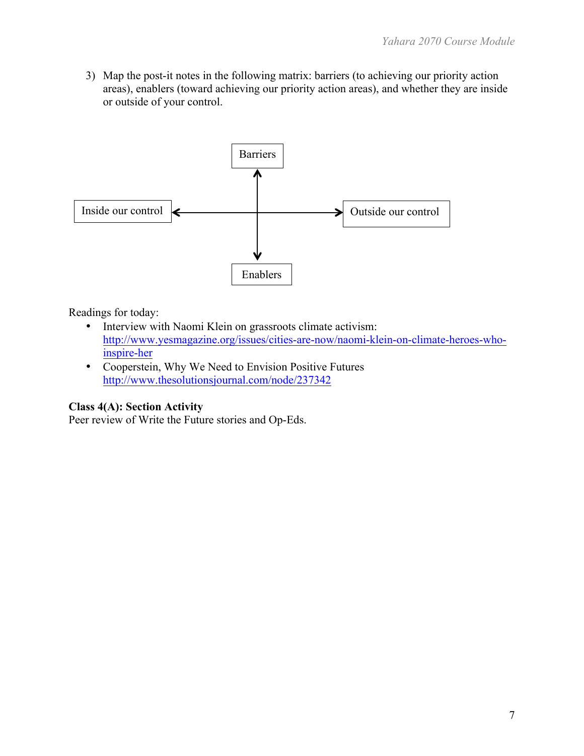3) Map the post-it notes in the following matrix: barriers (to achieving our priority action areas), enablers (toward achieving our priority action areas), and whether they are inside or outside of your control.

Barriers

Inside our control

Outside our control

Enablers

Readings for today:

- Interview with Naomi Klein on grassroots climate activism: [http://www.yesmagazine.org/issues/cities-are-now/naomi-klein-on-climate-heroes-who-inspire-her](http://www.yesmagazine.org/issues/cities-are-now/naomi-klein-on-climate-heroes-who-inspire-her)
- Cooperstein, Why We Need to Envision Positive Futures [http://www.thesolutionsjournal.com/node/237342](http://www.thesolutionsjournal.com/node/237342)

**Class 4(A): Section Activity**

Peer review of Write the Future stories and Op-Eds.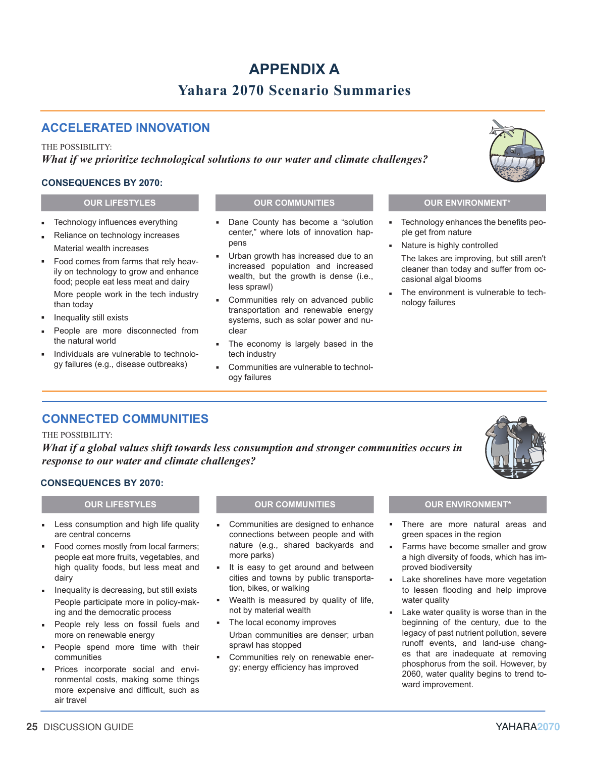# APPENDIX A

## Yahara 2070 Scenario Summaries

## ACCELERATED INNOVATION

THE POSSIBILITY:

***What if we prioritize technological solutions to our water and climate challenges?***

### CONSEQUENCES BY 2070:

#### OUR LIFESTYLES

- Technology influences everything
- Reliance on technology increases
- Material wealth increases
- Food comes from farms that rely heavily on technology to grow and enhance food; people eat less meat and dairy
- More people work in the tech industry than today
- Inequality still exists
- People are more disconnected from the natural world
- Individuals are vulnerable to technology failures (e.g., disease outbreaks)

#### OUR COMMUNITIES

- Dane County has become a "solution center," where lots of innovation happens
- Urban growth has increased due to an increased population and increased wealth, but the growth is dense (i.e., less sprawl)
- Communities rely on advanced public transportation and renewable energy systems, such as solar power and nuclear
- The economy is largely based in the tech industry
- Communities are vulnerable to technology failures

#### OUR ENVIRONMENT*

- Technology enhances the benefits people get from nature
- Nature is highly controlled
- The lakes are improving, but still aren't cleaner than today and suffer from occasional algal blooms
- The environment is vulnerable to technology failures

## CONNECTED COMMUNITIES

THE POSSIBILITY:

***What if a global values shift towards less consumption and stronger communities occurs in response to our water and climate challenges?***

### CONSEQUENCES BY 2070:

#### OUR LIFESTYLES

- Less consumption and high life quality are central concerns
- Food comes mostly from local farmers; people eat more fruits, vegetables, and high quality foods, but less meat and dairy
- Inequality is decreasing, but still exists
- People participate more in policy-making and the democratic process
- People rely less on fossil fuels and more on renewable energy
- People spend more time with their communities
- Prices incorporate social and environmental costs, making some things more expensive and difficult, such as air travel

#### OUR COMMUNITIES

- Communities are designed to enhance connections between people and with nature (e.g., shared backyards and more parks)
- It is easy to get around and between cities and towns by public transportation, bikes, or walking
- Wealth is measured by quality of life, not by material wealth
- The local economy improves
- Urban communities are denser; urban sprawl has stopped
- Communities rely on renewable energy; energy efficiency has improved

#### OUR ENVIRONMENT*

- There are more natural areas and green spaces in the region
- Farms have become smaller and grow a high diversity of foods, which has improved biodiversity
- Lake shorelines have more vegetation to lessen flooding and help improve water quality
- Lake water quality is worse than in the beginning of the century, due to the legacy of past nutrient pollution, severe runoff events, and land-use changes that are inadequate at removing phosphorus from the soil. However, by 2060, water quality begins to trend toward improvement.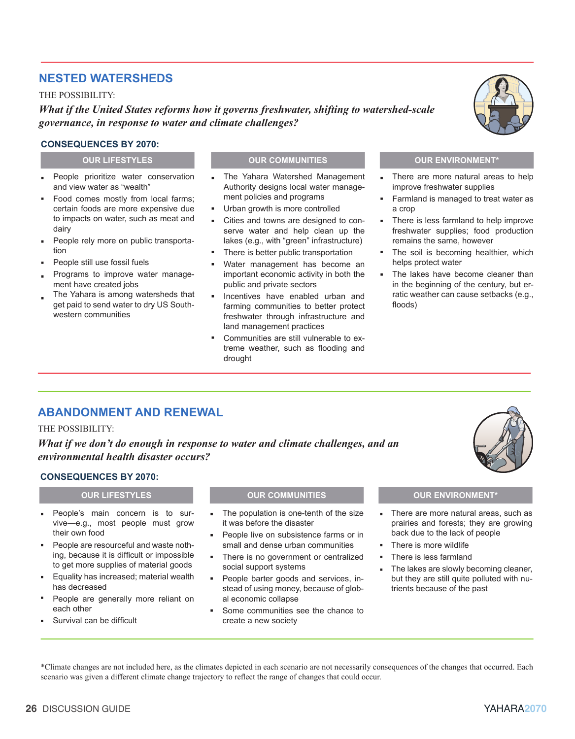## NESTED WATERSHEDS

THE POSSIBILITY:

***What if the United States reforms how it governs freshwater, shifting to watershed-scale governance, in response to water and climate challenges?***

### CONSEQUENCES BY 2070:

#### OUR LIFESTYLES

- People prioritize water conservation and view water as "wealth"
- Food comes mostly from local farms; certain foods are more expensive due to impacts on water, such as meat and dairy
- People rely more on public transportation
- People still use fossil fuels
- Programs to improve water management have created jobs
- The Yahara is among watersheds that get paid to send water to dry US Southwestern communities

#### OUR COMMUNITIES

- The Yahara Watershed Management Authority designs local water management policies and programs
- Urban growth is more controlled
- Cities and towns are designed to conserve water and help clean up the lakes (e.g., with "green" infrastructure)
- There is better public transportation
- Water management has become an important economic activity in both the public and private sectors
- Incentives have enabled urban and farming communities to better protect freshwater through infrastructure and land management practices
- Communities are still vulnerable to extreme weather, such as flooding and drought

#### OUR ENVIRONMENT*

- There are more natural areas to help improve freshwater supplies
- Farmland is managed to treat water as a crop
- There is less farmland to help improve freshwater supplies; food production remains the same, however
- The soil is becoming healthier, which helps protect water
- The lakes have become cleaner than in the beginning of the century, but erratic weather can cause setbacks (e.g., floods)

## ABANDONMENT AND RENEWAL

THE POSSIBILITY:

***What if we don't do enough in response to water and climate challenges, and an environmental health disaster occurs?***

### CONSEQUENCES BY 2070:

#### OUR LIFESTYLES

- People's main concern is to survive—e.g., most people must grow their own food
- People are resourceful and waste nothing, because it is difficult or impossible to get more supplies of material goods
- Equality has increased; material wealth has decreased
- People are generally more reliant on each other
- Survival can be difficult

#### OUR COMMUNITIES

- The population is one-tenth of the size it was before the disaster
- People live on subsistence farms or in small and dense urban communities
- There is no government or centralized social support systems
- People barter goods and services, instead of using money, because of global economic collapse
- Some communities see the chance to create a new society

#### OUR ENVIRONMENT*

- There are more natural areas, such as prairies and forests; they are growing back due to the lack of people
- There is more wildlife
- There is less farmland
- The lakes are slowly becoming cleaner, but they are still quite polluted with nutrients because of the past

*Climate changes are not included here, as the climates depicted in each scenario are not necessarily consequences of the changes that occurred. Each scenario was given a different climate change trajectory to reflect the range of changes that could occur.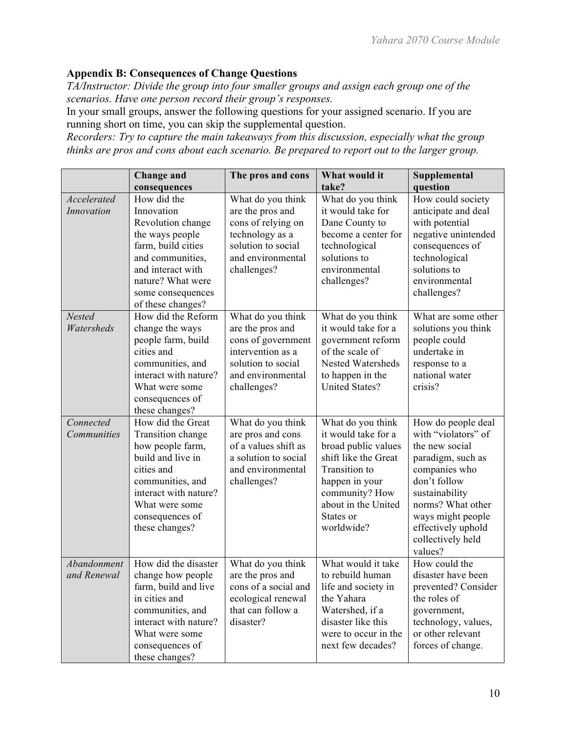### Appendix B: Consequences of Change Questions

*TA/Instructor: Divide the group into four smaller groups and assign each group one of the scenarios. Have one person record their group's responses.*

In your small groups, answer the following questions for your assigned scenario. If you are running short on time, you can skip the supplemental question.

*Recorders: Try to capture the main takeaways from this discussion, especially what the group thinks are pros and cons about each scenario. Be prepared to report out to the larger group.*

| | **Change and consequences** | **The pros and cons** | **What would it take?** | **Supplemental question** |
|---|---|---|---|---|
| *Accelerated Innovation* | How did the Innovation Revolution change the ways people farm, build cities and communities, and interact with nature? What were some consequences of these changes? | What do you think are the pros and cons of relying on technology as a solution to social and environmental challenges? | What do you think it would take for Dane County to become a center for technological solutions to environmental challenges? | How could society anticipate and deal with potential negative unintended consequences of technological solutions to environmental challenges? |
| *Nested Watersheds* | How did the Reform change the ways people farm, build cities and communities, and interact with nature? What were some consequences of these changes? | What do you think are the pros and cons of government intervention as a solution to social and environmental challenges? | What do you think it would take for a government reform of the scale of Nested Watersheds to happen in the United States? | What are some other solutions you think people could undertake in response to a national water crisis? |
| *Connected Communities* | How did the Great Transition change how people farm, build and live in cities and communities, and interact with nature? What were some consequences of these changes? | What do you think are pros and cons of a values shift as a solution to social and environmental challenges? | What do you think it would take for a broad public values shift like the Great Transition to happen in your community? How about in the United States or worldwide? | How do people deal with "violators" of the new social paradigm, such as companies who don't follow sustainability norms? What other ways might people effectively uphold collectively held values? |
| *Abandonment and Renewal* | How did the disaster change how people farm, build and live in cities and communities, and interact with nature? What were some consequences of these changes? | What do you think are the pros and cons of a social and ecological renewal that can follow a disaster? | What would it take to rebuild human life and society in the Yahara Watershed, if a disaster like this were to occur in the next few decades? | How could the disaster have been prevented? Consider the roles of government, technology, values, or other relevant forces of change. |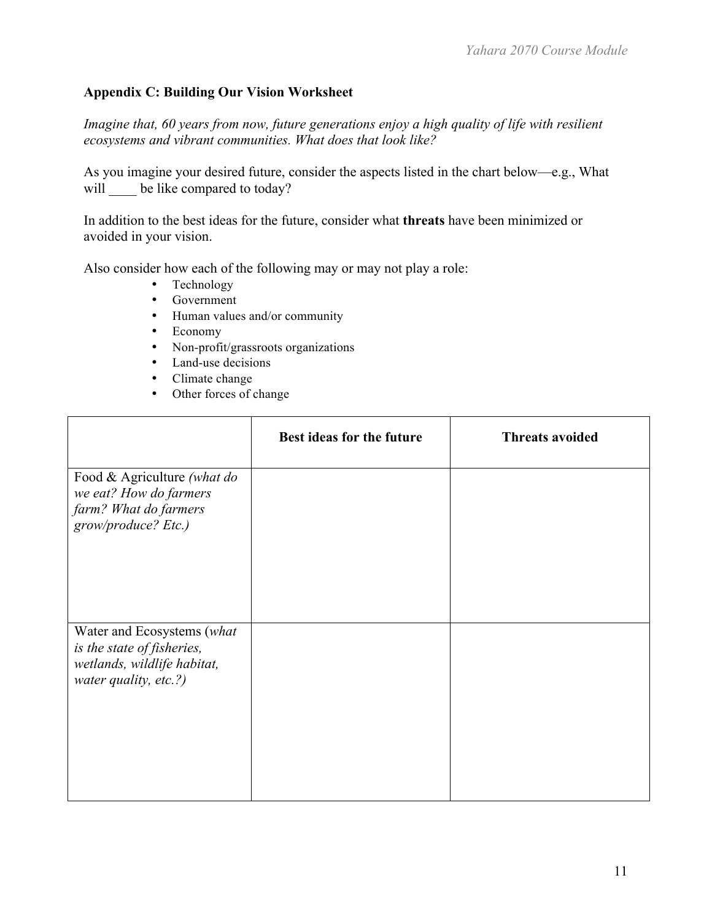**Appendix C: Building Our Vision Worksheet**

*Imagine that, 60 years from now, future generations enjoy a high quality of life with resilient ecosystems and vibrant communities. What does that look like?*

As you imagine your desired future, consider the aspects listed in the chart below—e.g., What will ____ be like compared to today?

In addition to the best ideas for the future, consider what **threats** have been minimized or avoided in your vision.

Also consider how each of the following may or may not play a role:

- Technology
- Government
- Human values and/or community
- Economy
- Non-profit/grassroots organizations
- Land-use decisions
- Climate change
- Other forces of change

| | **Best ideas for the future** | **Threats avoided** |
|---|---|---|
| Food & Agriculture *(what do we eat? How do farmers farm? What do farmers grow/produce? Etc.)* | | |
| Water and Ecosystems (*what is the state of fisheries, wetlands, wildlife habitat, water quality, etc.?)* | | |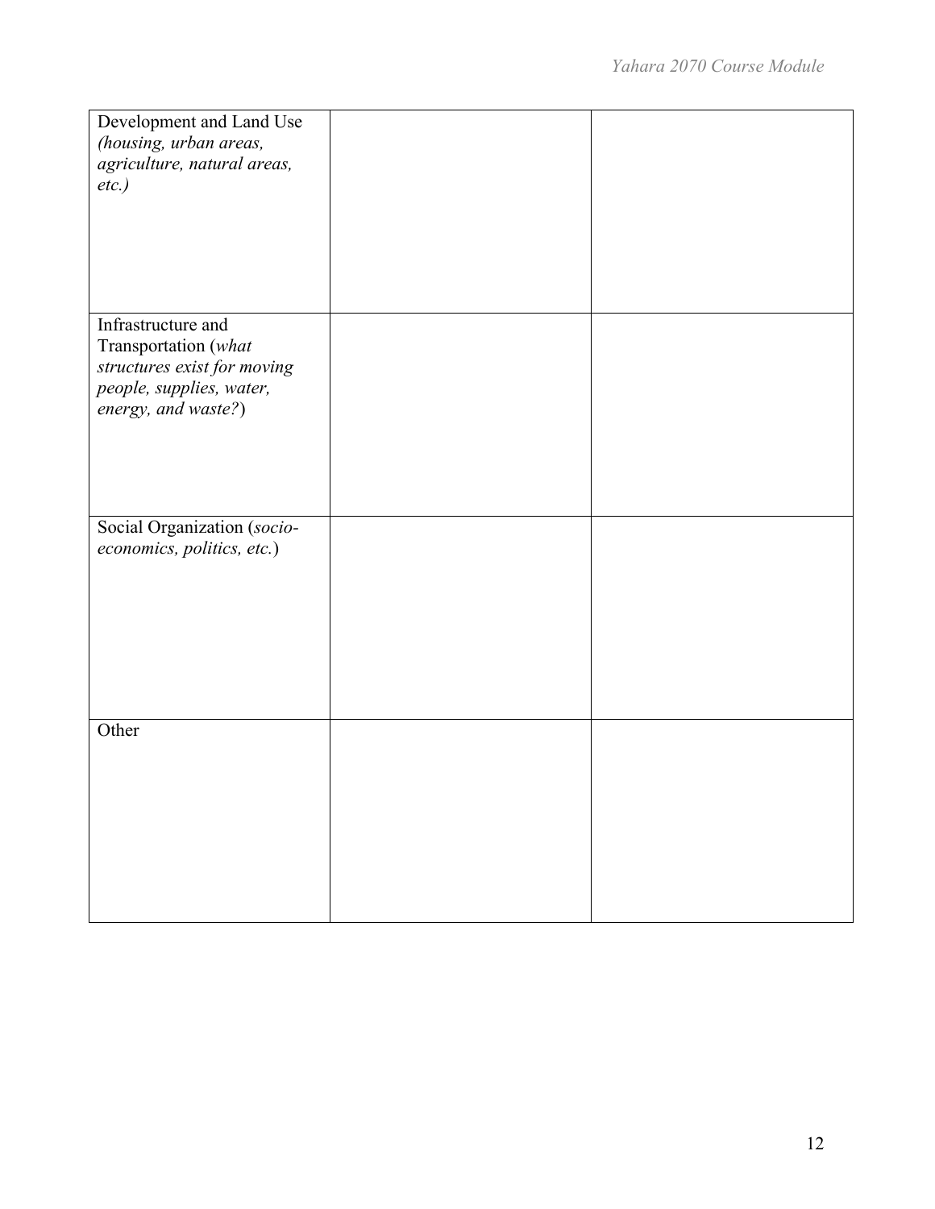| | | |
|---|---|---|
| Development and Land Use *(housing, urban areas, agriculture, natural areas, etc.)* | | |
| Infrastructure and Transportation (*what structures exist for moving people, supplies, water, energy, and waste?*) | | |
| Social Organization (*socio-economics, politics, etc.*) | | |
| Other | | |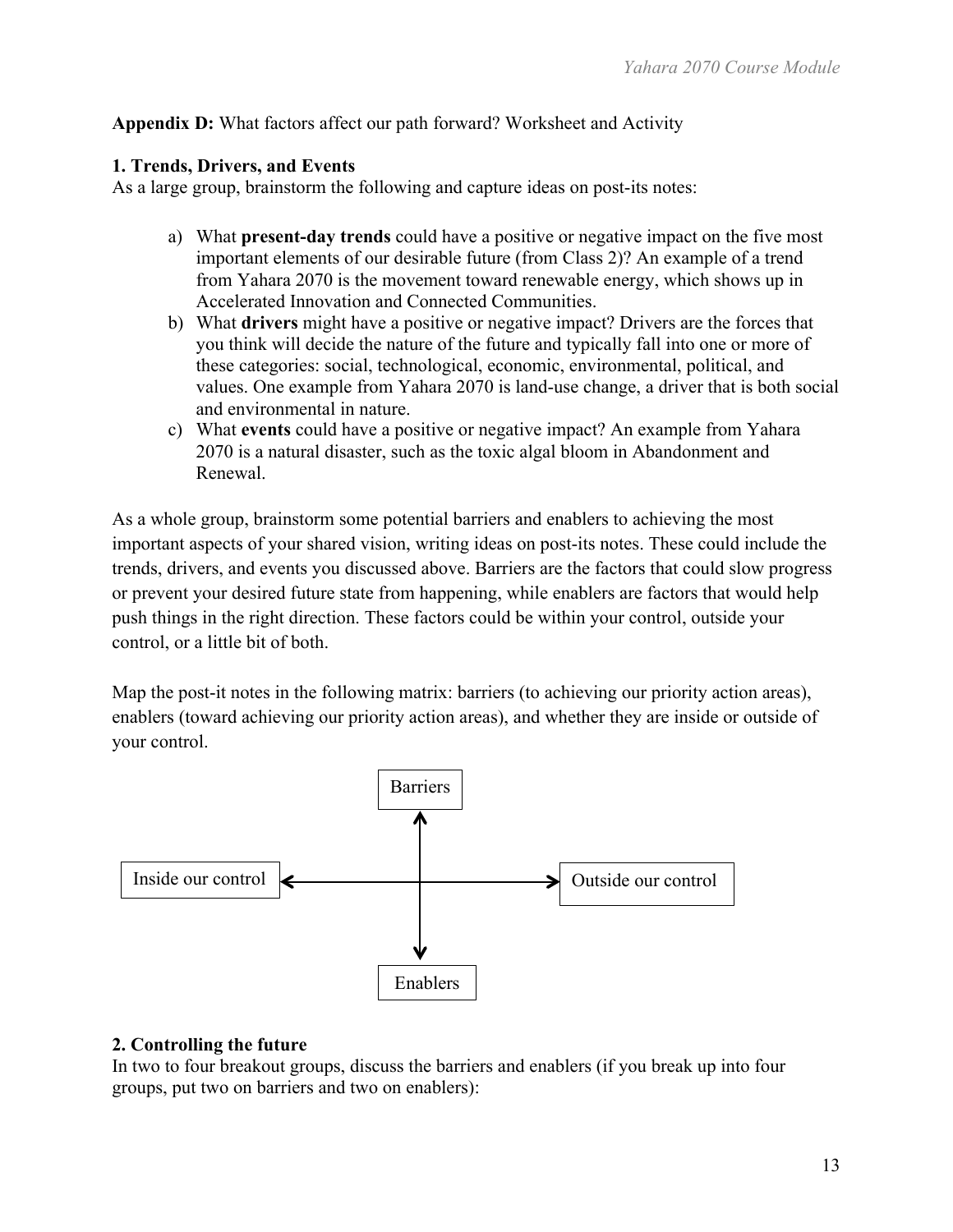**Appendix D:** What factors affect our path forward? Worksheet and Activity

**1. Trends, Drivers, and Events**

As a large group, brainstorm the following and capture ideas on post-its notes:

a) What **present-day trends** could have a positive or negative impact on the five most important elements of our desirable future (from Class 2)? An example of a trend from Yahara 2070 is the movement toward renewable energy, which shows up in Accelerated Innovation and Connected Communities.

b) What **drivers** might have a positive or negative impact? Drivers are the forces that you think will decide the nature of the future and typically fall into one or more of these categories: social, technological, economic, environmental, political, and values. One example from Yahara 2070 is land-use change, a driver that is both social and environmental in nature.

c) What **events** could have a positive or negative impact? An example from Yahara 2070 is a natural disaster, such as the toxic algal bloom in Abandonment and Renewal.

As a whole group, brainstorm some potential barriers and enablers to achieving the most important aspects of your shared vision, writing ideas on post-its notes. These could include the trends, drivers, and events you discussed above. Barriers are the factors that could slow progress or prevent your desired future state from happening, while enablers are factors that would help push things in the right direction. These factors could be within your control, outside your control, or a little bit of both.

Map the post-it notes in the following matrix: barriers (to achieving our priority action areas), enablers (toward achieving our priority action areas), and whether they are inside or outside of your control.

Barriers

Inside our control ⟷ Outside our control

Enablers

**2. Controlling the future**

In two to four breakout groups, discuss the barriers and enablers (if you break up into four groups, put two on barriers and two on enablers):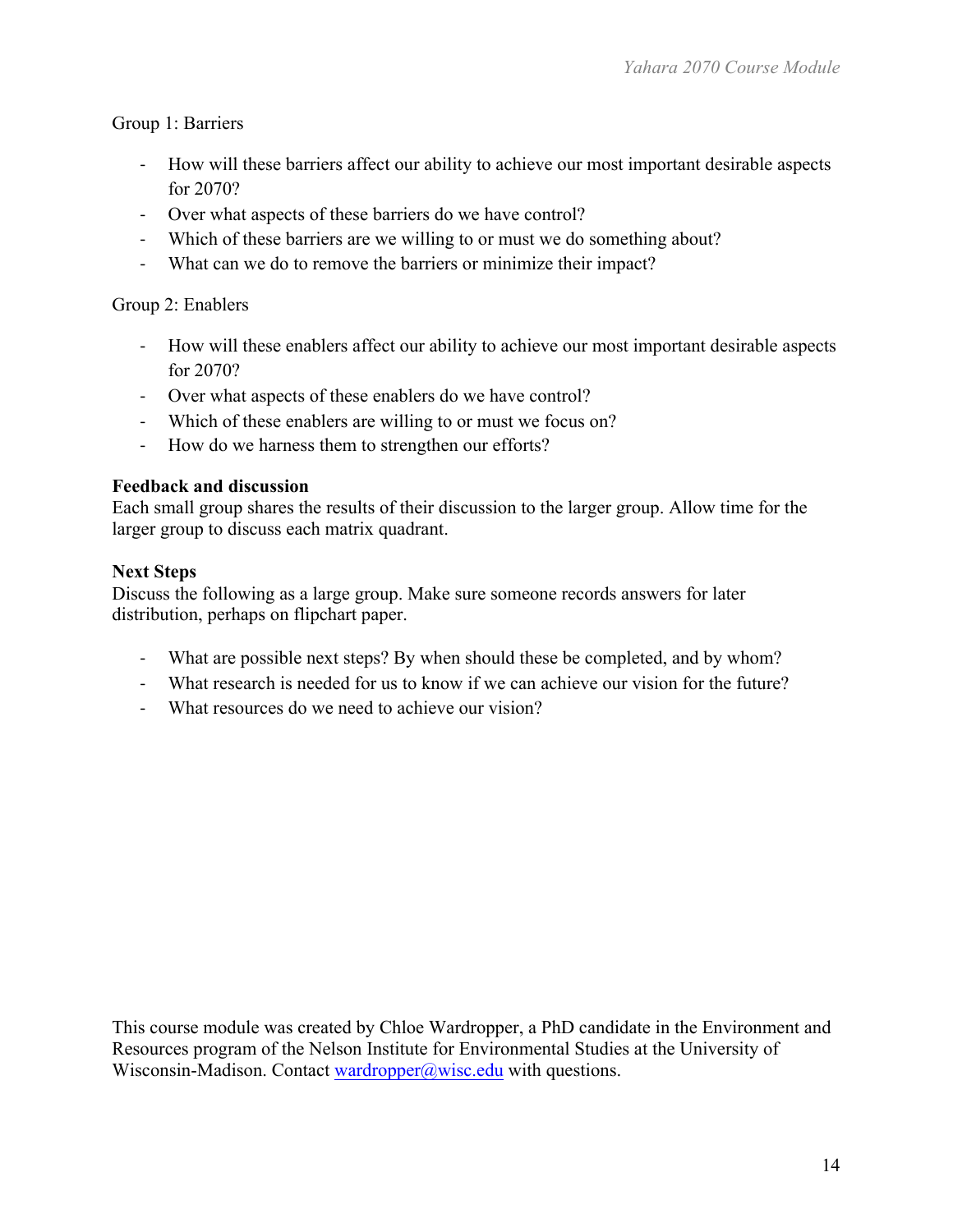Group 1: Barriers

- How will these barriers affect our ability to achieve our most important desirable aspects for 2070?
- Over what aspects of these barriers do we have control?
- Which of these barriers are we willing to or must we do something about?
- What can we do to remove the barriers or minimize their impact?

Group 2: Enablers

- How will these enablers affect our ability to achieve our most important desirable aspects for 2070?
- Over what aspects of these enablers do we have control?
- Which of these enablers are willing to or must we focus on?
- How do we harness them to strengthen our efforts?

**Feedback and discussion**
Each small group shares the results of their discussion to the larger group. Allow time for the larger group to discuss each matrix quadrant.

**Next Steps**
Discuss the following as a large group. Make sure someone records answers for later distribution, perhaps on flipchart paper.

- What are possible next steps? By when should these be completed, and by whom?
- What research is needed for us to know if we can achieve our vision for the future?
- What resources do we need to achieve our vision?

This course module was created by Chloe Wardropper, a PhD candidate in the Environment and Resources program of the Nelson Institute for Environmental Studies at the University of Wisconsin-Madison. Contact [wardropper@wisc.edu](mailto:wardropper@wisc.edu) with questions.